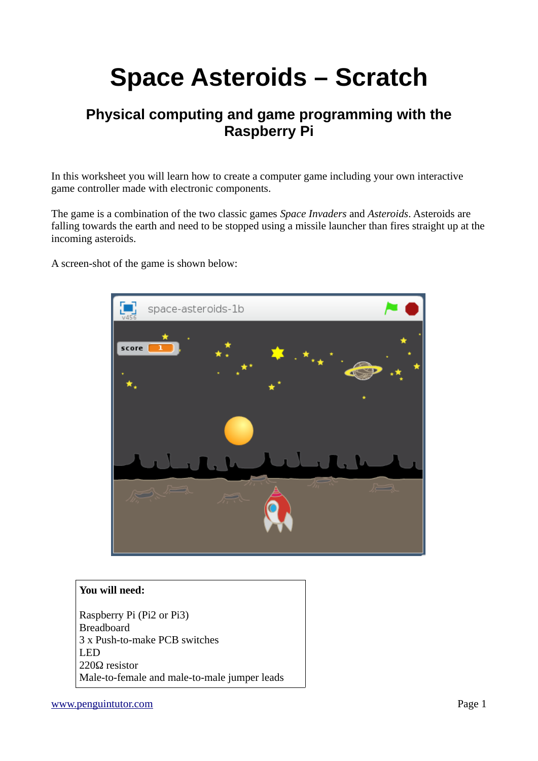# Space Asteroids – Scratch

## Physical computing and game programming with the Raspberry Pi

In this worksheet you will learn how to create a computer game including your own interactive game controller made with electronic components.

The game is a combination of the two classic games *Space Invaders* and *Asteroids*. Asteroids are falling towards the earth and need to be stopped using a missile launcher than fires straight up at the incoming asteroids.

A screen-shot of the game is shown below:

**You will need:**

Raspberry Pi (Pi2 or Pi3)
Breadboard
3 x Push-to-make PCB switches
LED
220Ω resistor
Male-to-female and male-to-male jumper leads

www.penguintutor.com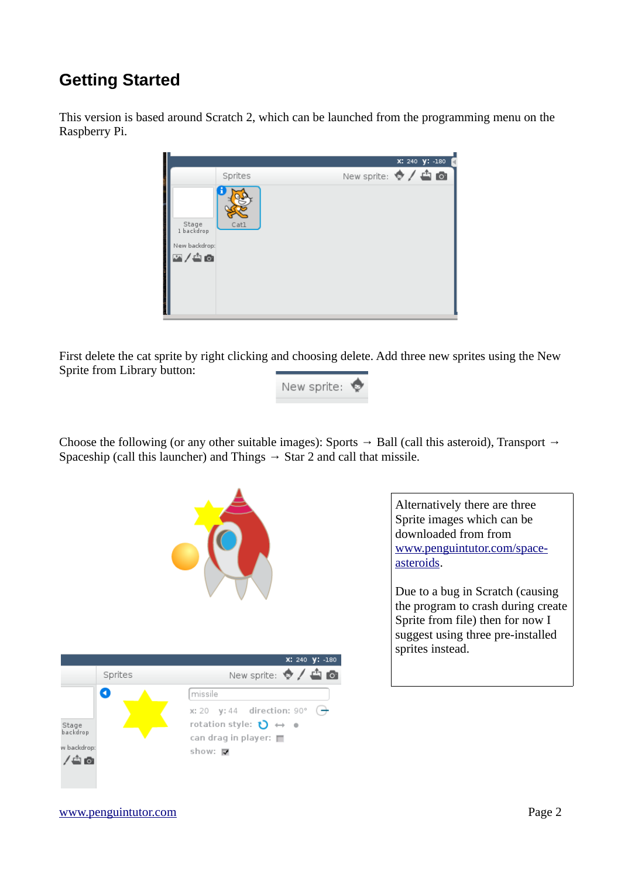## Getting Started

This version is based around Scratch 2, which can be launched from the programming menu on the Raspberry Pi.

First delete the cat sprite by right clicking and choosing delete. Add three new sprites using the New Sprite from Library button:

Choose the following (or any other suitable images): Sports → Ball (call this asteroid), Transport → Spaceship (call this launcher) and Things → Star 2 and call that missile.

Alternatively there are three Sprite images which can be downloaded from from [www.penguintutor.com/space-asteroids](http://www.penguintutor.com/space-asteroids).

Due to a bug in Scratch (causing the program to crash during create Sprite from file) then for now I suggest using three pre-installed sprites instead.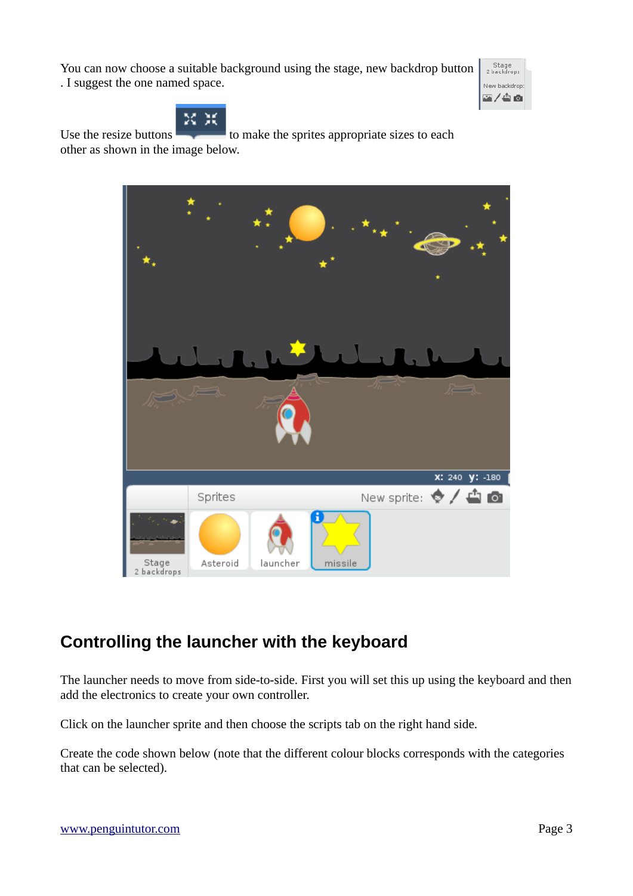You can now choose a suitable background using the stage, new backdrop button . I suggest the one named space.

Use the resize buttons to make the sprites appropriate sizes to each other as shown in the image below.

## Controlling the launcher with the keyboard

The launcher needs to move from side-to-side. First you will set this up using the keyboard and then add the electronics to create your own controller.

Click on the launcher sprite and then choose the scripts tab on the right hand side.

Create the code shown below (note that the different colour blocks corresponds with the categories that can be selected).

www.penguintutor.com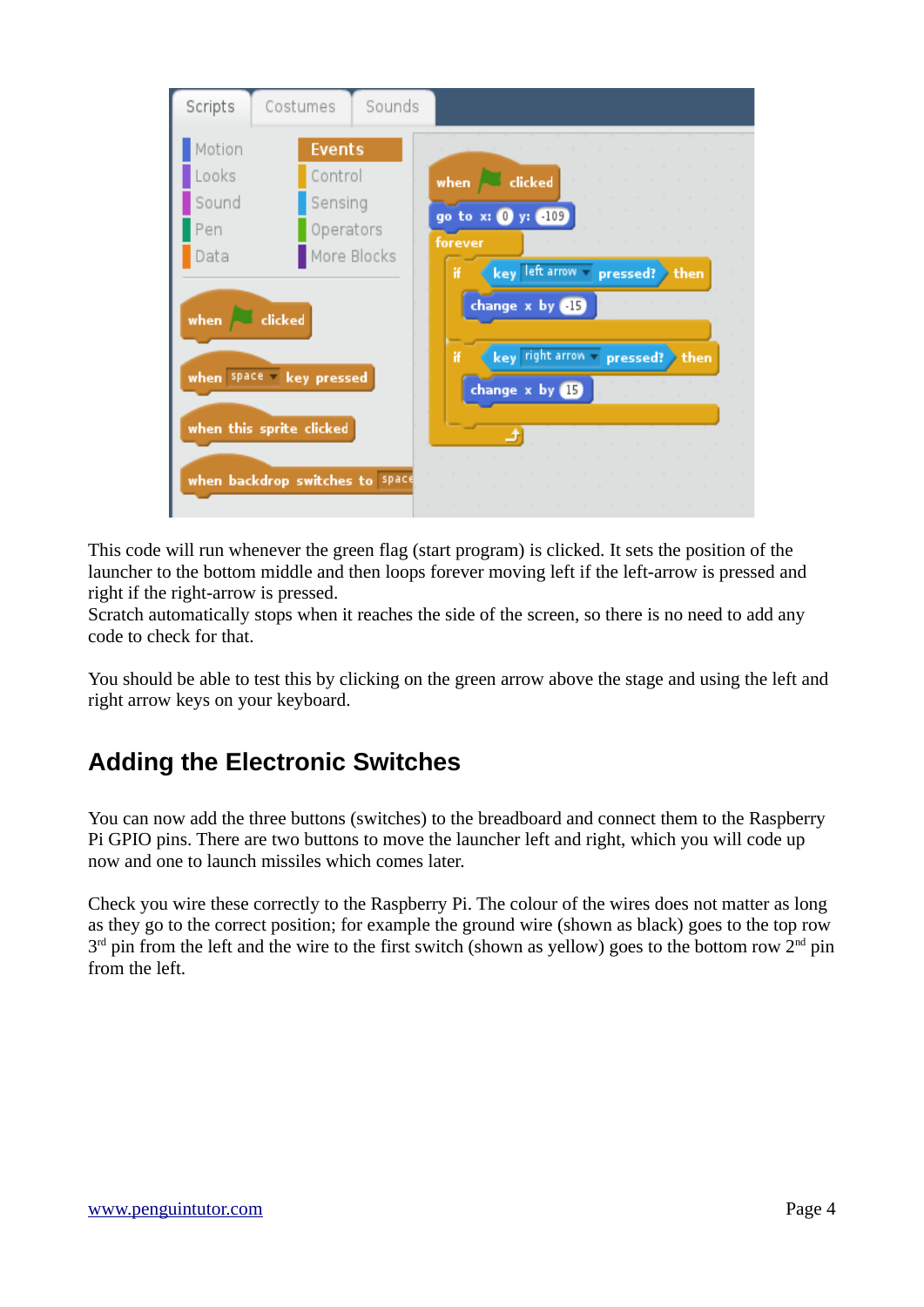This code will run whenever the green flag (start program) is clicked. It sets the position of the launcher to the bottom middle and then loops forever moving left if the left-arrow is pressed and right if the right-arrow is pressed.
Scratch automatically stops when it reaches the side of the screen, so there is no need to add any code to check for that.

You should be able to test this by clicking on the green arrow above the stage and using the left and right arrow keys on your keyboard.

## Adding the Electronic Switches

You can now add the three buttons (switches) to the breadboard and connect them to the Raspberry Pi GPIO pins. There are two buttons to move the launcher left and right, which you will code up now and one to launch missiles which comes later.

Check you wire these correctly to the Raspberry Pi. The colour of the wires does not matter as long as they go to the correct position; for example the ground wire (shown as black) goes to the top row 3rd pin from the left and the wire to the first switch (shown as yellow) goes to the bottom row 2nd pin from the left.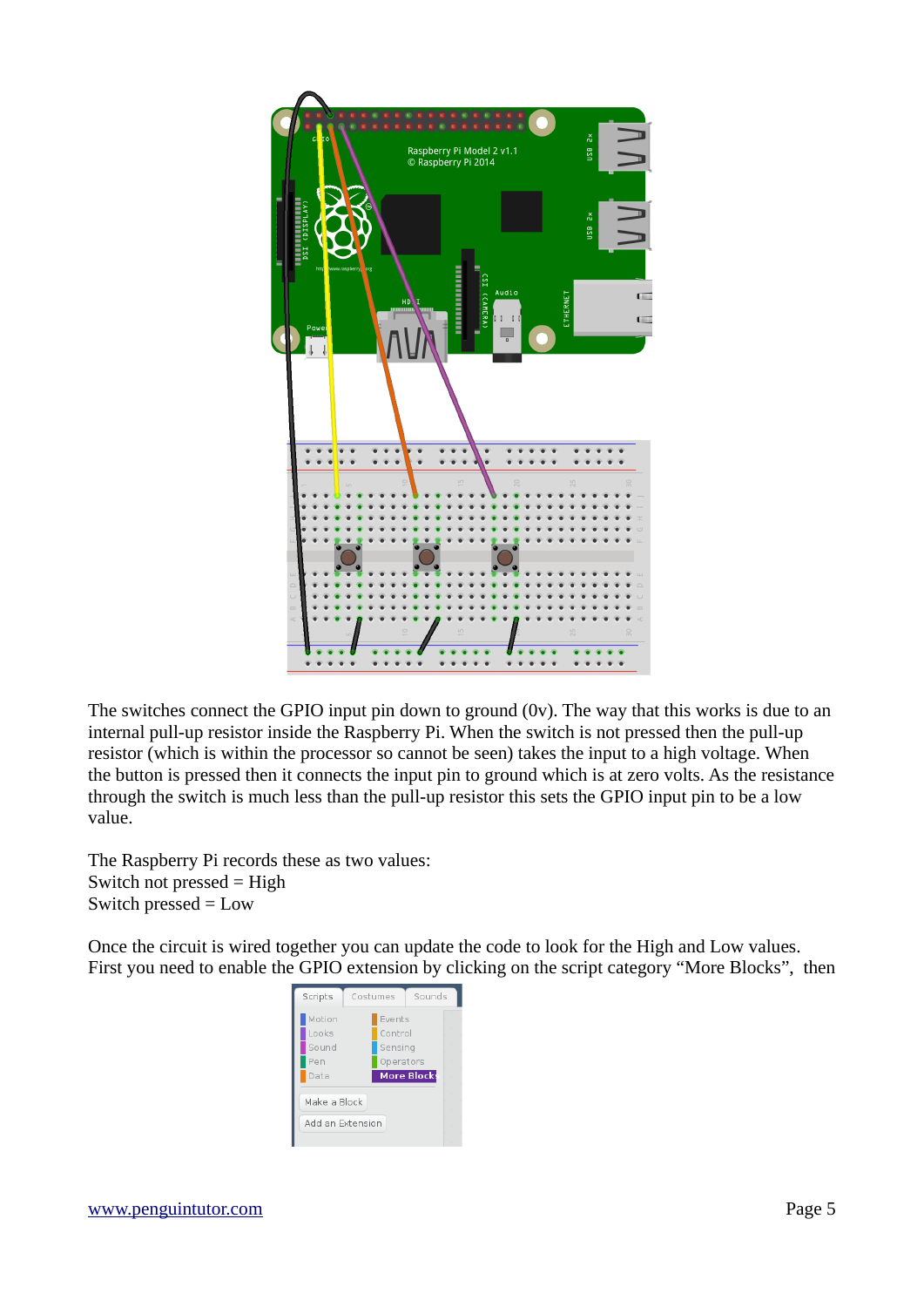The switches connect the GPIO input pin down to ground (0v). The way that this works is due to an internal pull-up resistor inside the Raspberry Pi. When the switch is not pressed then the pull-up resistor (which is within the processor so cannot be seen) takes the input to a high voltage. When the button is pressed then it connects the input pin to ground which is at zero volts. As the resistance through the switch is much less than the pull-up resistor this sets the GPIO input pin to be a low value.

The Raspberry Pi records these as two values:
Switch not pressed = High
Switch pressed = Low

Once the circuit is wired together you can update the code to look for the High and Low values. First you need to enable the GPIO extension by clicking on the script category “More Blocks”, then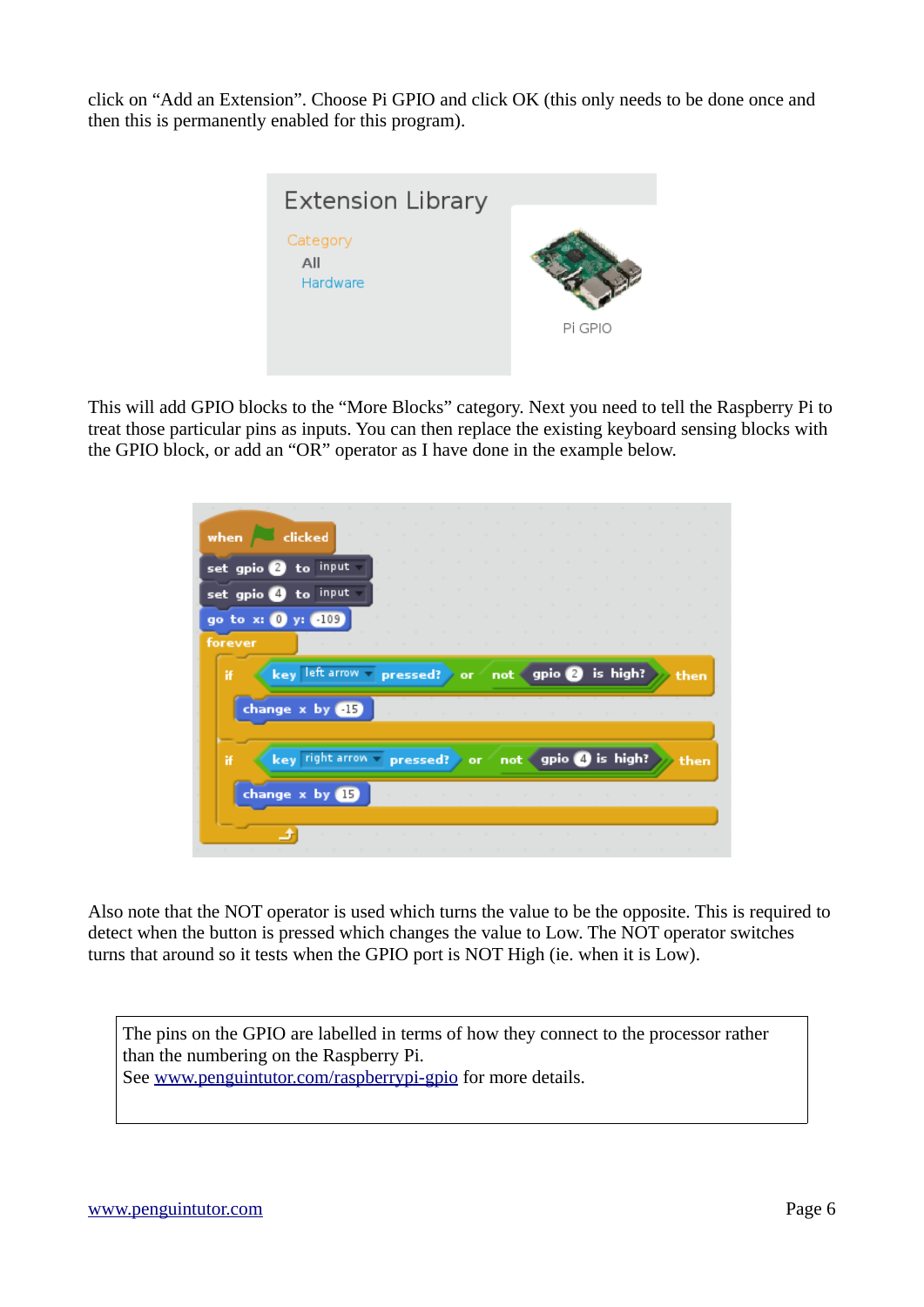click on “Add an Extension”. Choose Pi GPIO and click OK (this only needs to be done once and then this is permanently enabled for this program).

This will add GPIO blocks to the “More Blocks” category. Next you need to tell the Raspberry Pi to treat those particular pins as inputs. You can then replace the existing keyboard sensing blocks with the GPIO block, or add an “OR” operator as I have done in the example below.

Also note that the NOT operator is used which turns the value to be the opposite. This is required to detect when the button is pressed which changes the value to Low. The NOT operator switches turns that around so it tests when the GPIO port is NOT High (ie. when it is Low).

The pins on the GPIO are labelled in terms of how they connect to the processor rather than the numbering on the Raspberry Pi.
See www.penguintutor.com/raspberrypi-gpio for more details.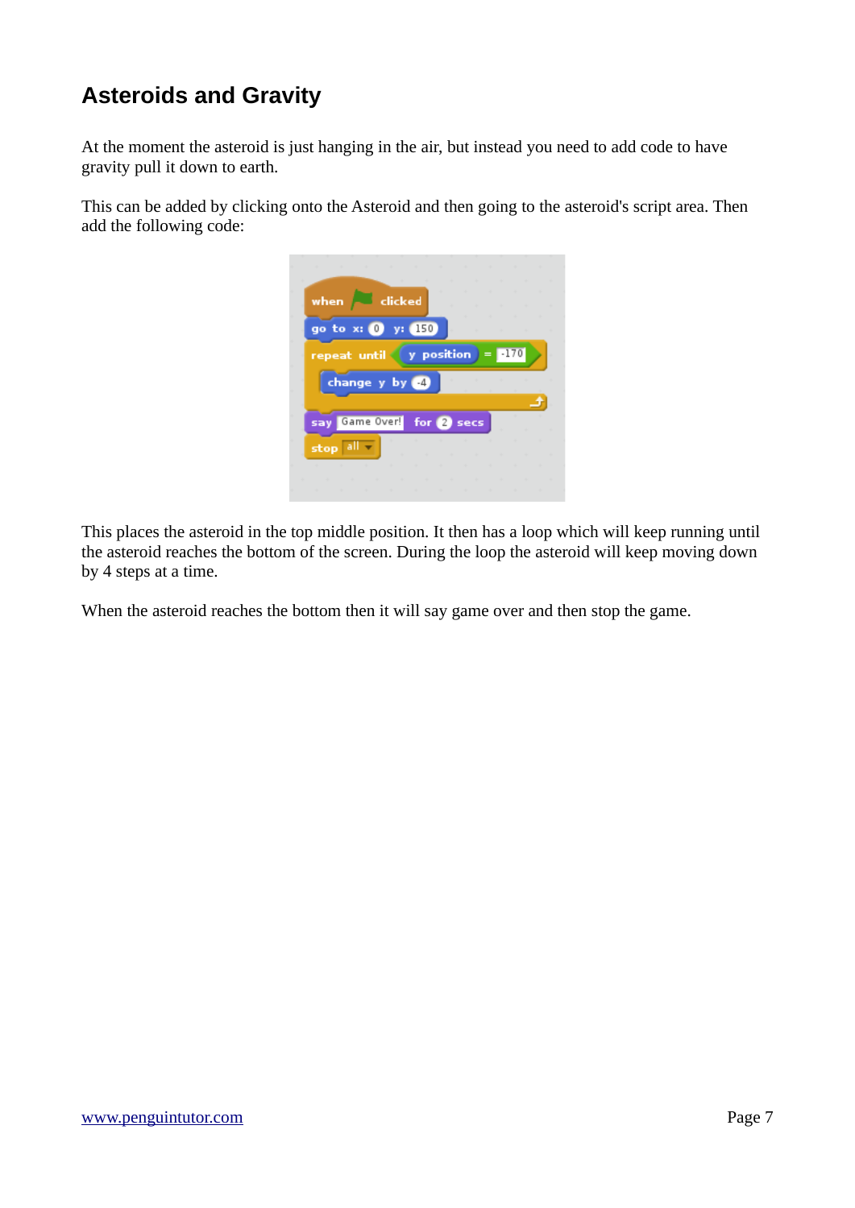## Asteroids and Gravity

At the moment the asteroid is just hanging in the air, but instead you need to add code to have gravity pull it down to earth.

This can be added by clicking onto the Asteroid and then going to the asteroid's script area. Then add the following code:

```
when [green flag] clicked
go to x: 0 y: 150
repeat until <(y position) = -170>
    change y by -4
end
say [Game Over!] for 2 secs
stop [all]
```

This places the asteroid in the top middle position. It then has a loop which will keep running until the asteroid reaches the bottom of the screen. During the loop the asteroid will keep moving down by 4 steps at a time.

When the asteroid reaches the bottom then it will say game over and then stop the game.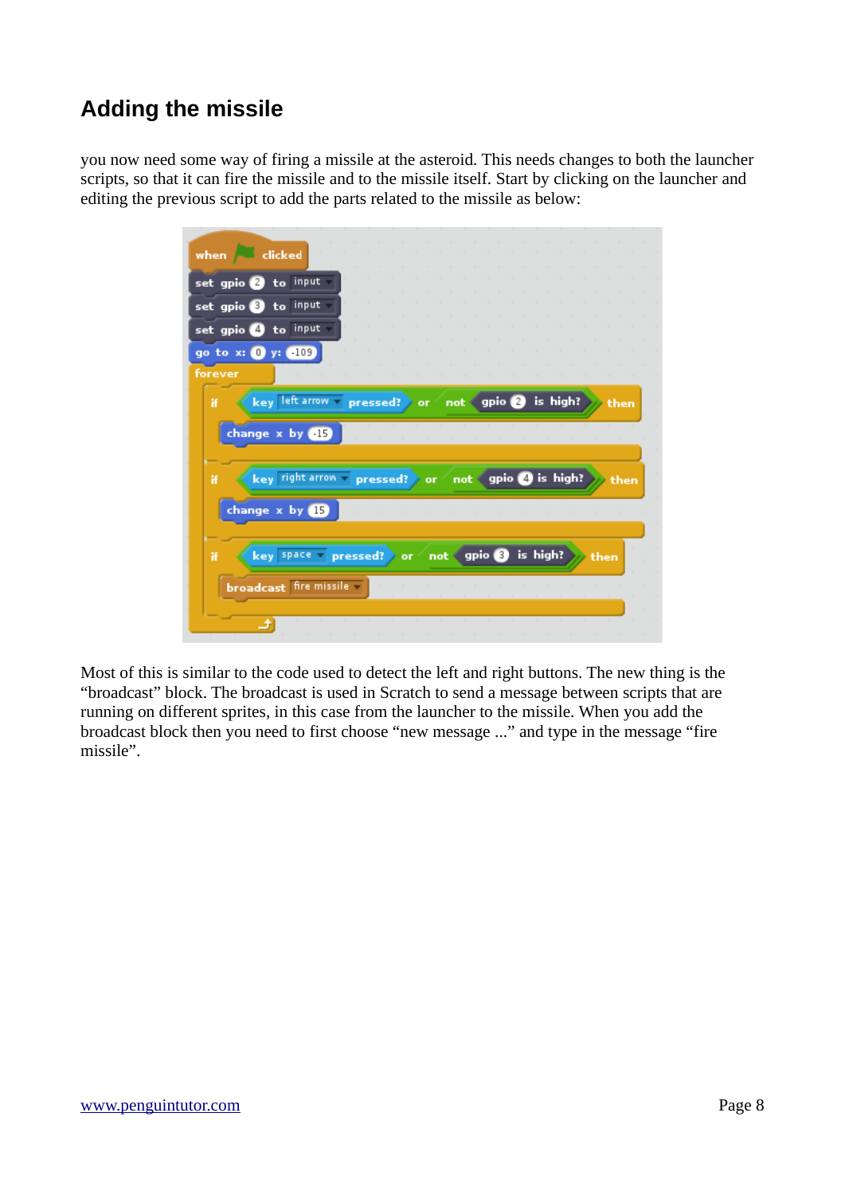## Adding the missile

you now need some way of firing a missile at the asteroid. This needs changes to both the launcher scripts, so that it can fire the missile and to the missile itself. Start by clicking on the launcher and editing the previous script to add the parts related to the missile as below:

```
when green flag clicked
set gpio 2 to input
set gpio 3 to input
set gpio 4 to input
go to x: 0 y: -109
forever
    if key left arrow pressed? or not gpio 2 is high? then
        change x by -15
    if key right arrow pressed? or not gpio 4 is high? then
        change x by 15
    if key space pressed? or not gpio 3 is high? then
        broadcast fire missile
```

Most of this is similar to the code used to detect the left and right buttons. The new thing is the "broadcast" block. The broadcast is used in Scratch to send a message between scripts that are running on different sprites, in this case from the launcher to the missile. When you add the broadcast block then you need to first choose "new message ..." and type in the message "fire missile".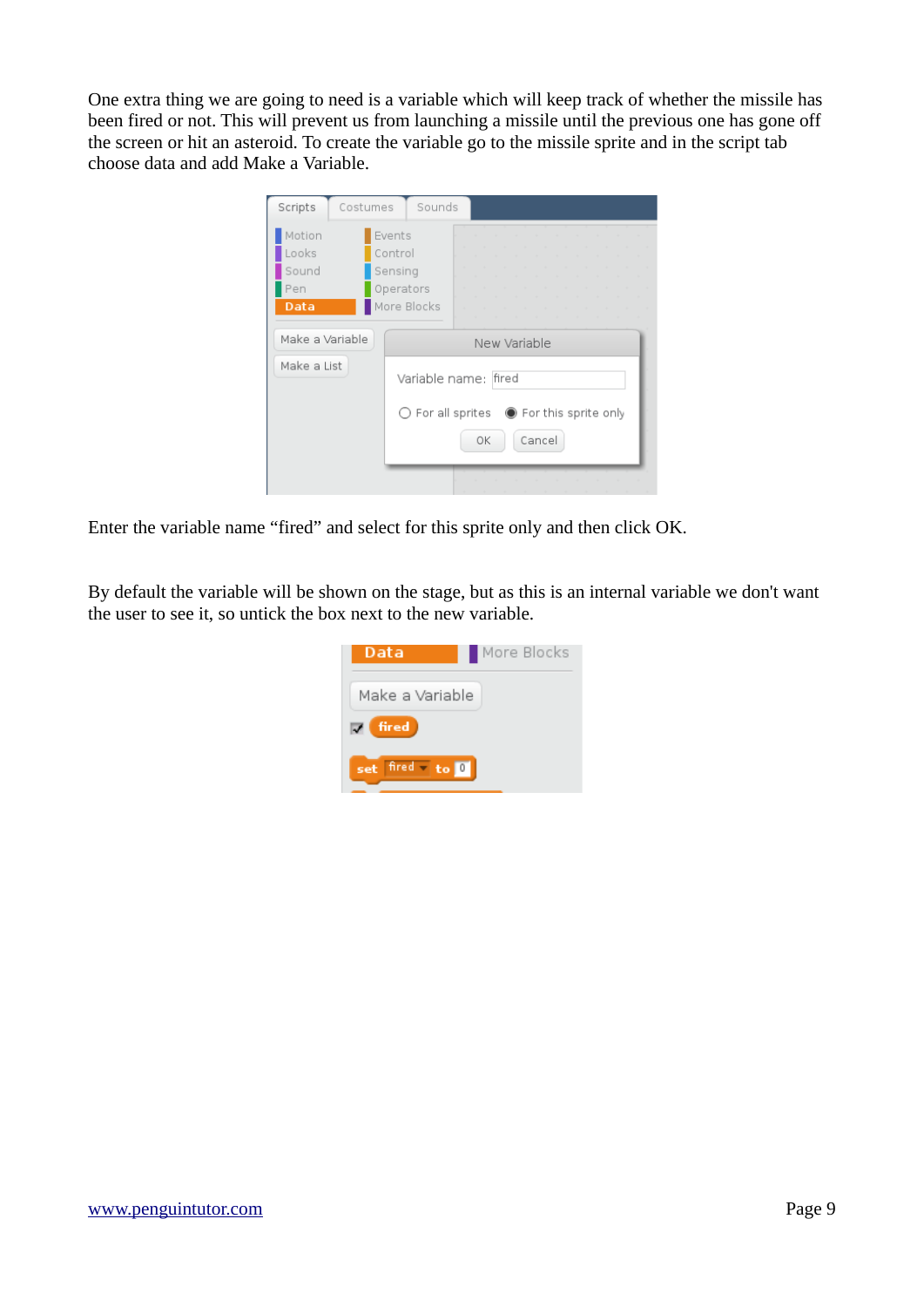One extra thing we are going to need is a variable which will keep track of whether the missile has been fired or not. This will prevent us from launching a missile until the previous one has gone off the screen or hit an asteroid. To create the variable go to the missile sprite and in the script tab choose data and add Make a Variable.

Enter the variable name “fired” and select for this sprite only and then click OK.

By default the variable will be shown on the stage, but as this is an internal variable we don't want the user to see it, so untick the box next to the new variable.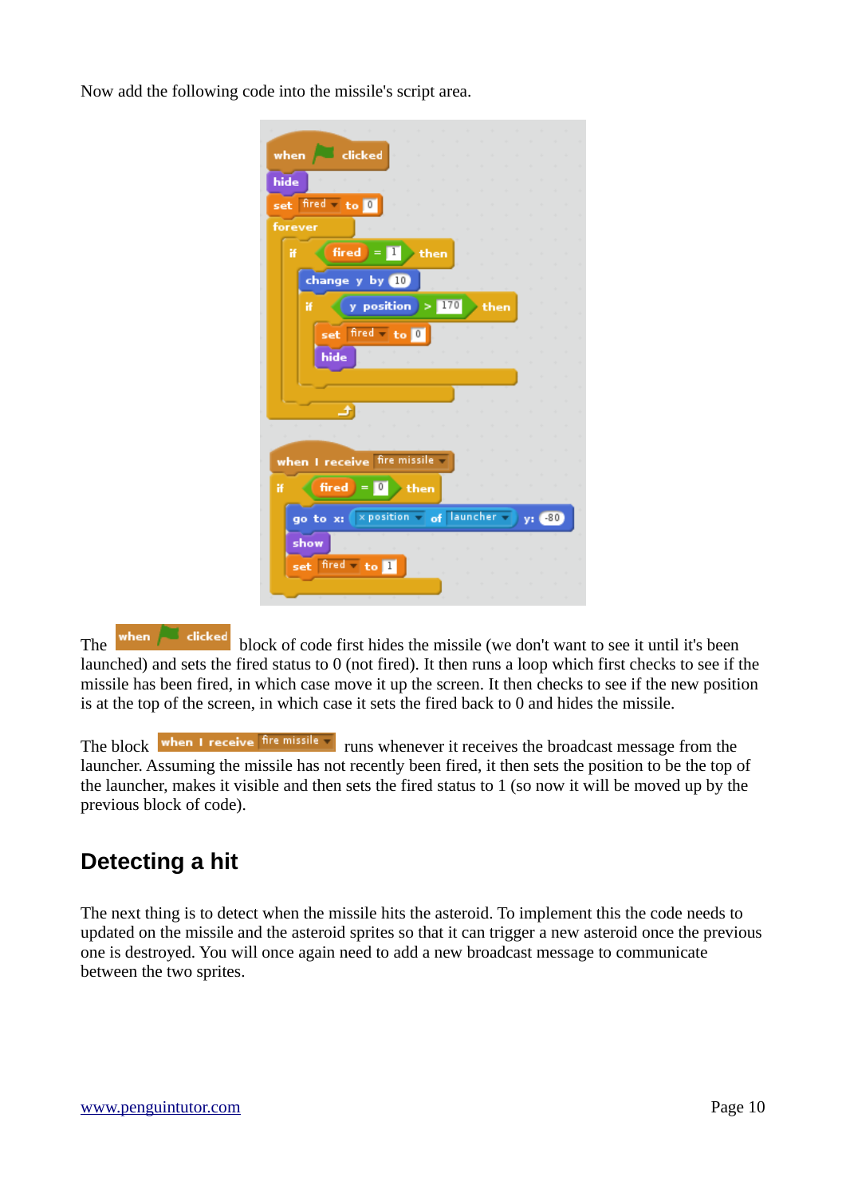Now add the following code into the missile's script area.

```
when [green flag] clicked
hide
set [fired] to (0)
forever
    if <(fired) = [1]> then
        change y by (10)
        if <(y position) > [170]> then
            set [fired] to (0)
            hide
        end
    end
end

when I receive [fire missile]
if <(fired) = [0]> then
    go to x: ([x position] of [launcher]) y: (-80)
    show
    set [fired] to (1)
end
```

The `when [green flag] clicked` block of code first hides the missile (we don't want to see it until it's been launched) and sets the fired status to 0 (not fired). It then runs a loop which first checks to see if the missile has been fired, in which case move it up the screen. It then checks to see if the new position is at the top of the screen, in which case it sets the fired back to 0 and hides the missile.

The block `when I receive [fire missile]` runs whenever it receives the broadcast message from the launcher. Assuming the missile has not recently been fired, it then sets the position to be the top of the launcher, makes it visible and then sets the fired status to 1 (so now it will be moved up by the previous block of code).

## Detecting a hit

The next thing is to detect when the missile hits the asteroid. To implement this the code needs to updated on the missile and the asteroid sprites so that it can trigger a new asteroid once the previous one is destroyed. You will once again need to add a new broadcast message to communicate between the two sprites.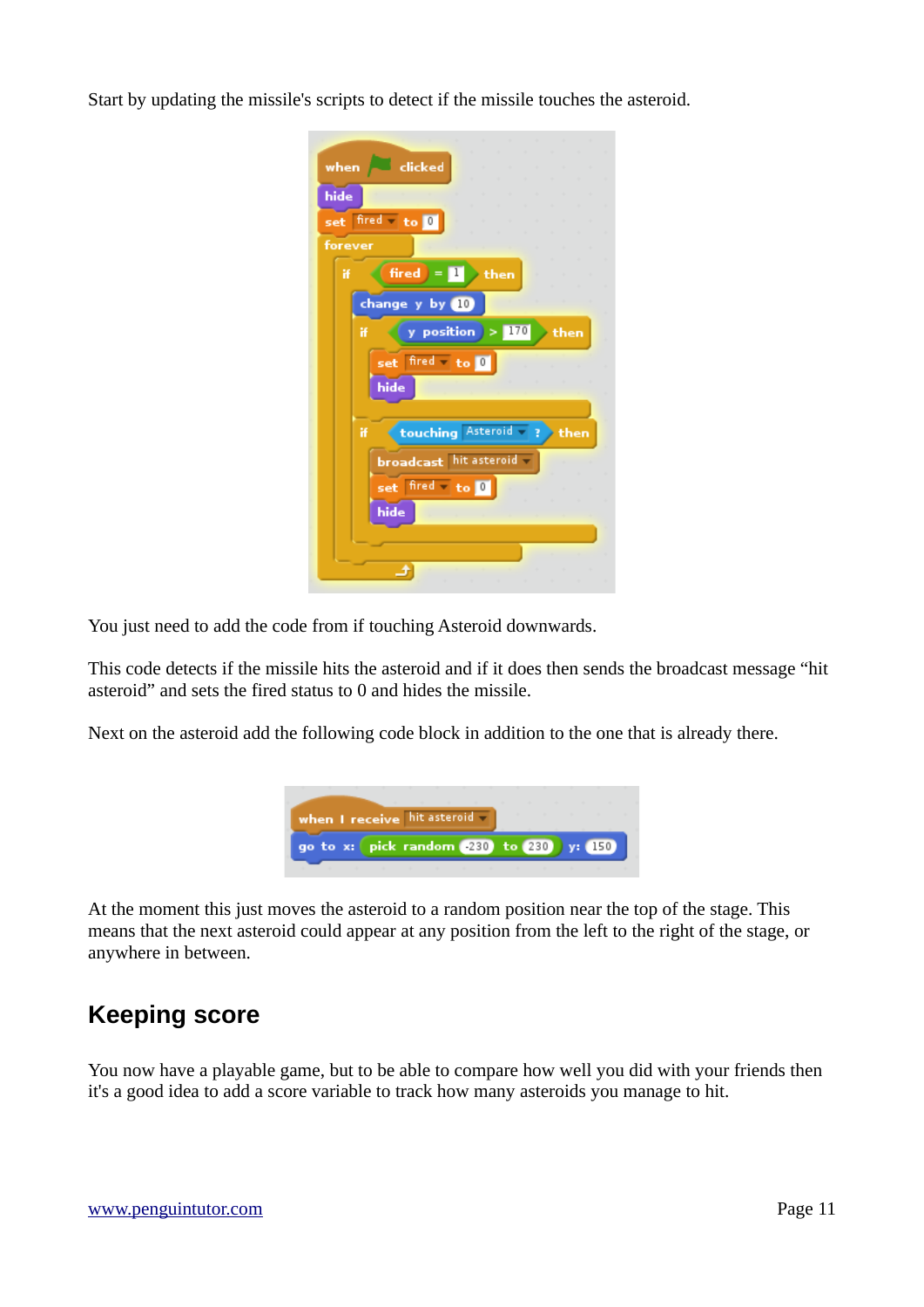Start by updating the missile's scripts to detect if the missile touches the asteroid.

```
when [green flag] clicked
hide
set fired to 0
forever
    if fired = 1 then
        change y by 10
        if y position > 170 then
            set fired to 0
            hide
        end
        if touching Asteroid ? then
            broadcast hit asteroid
            set fired to 0
            hide
        end
    end
end
```

You just need to add the code from if touching Asteroid downwards.

This code detects if the missile hits the asteroid and if it does then sends the broadcast message "hit asteroid" and sets the fired status to 0 and hides the missile.

Next on the asteroid add the following code block in addition to the one that is already there.

```
when I receive hit asteroid
go to x: pick random -230 to 230 y: 150
```

At the moment this just moves the asteroid to a random position near the top of the stage. This means that the next asteroid could appear at any position from the left to the right of the stage, or anywhere in between.

## Keeping score

You now have a playable game, but to be able to compare how well you did with your friends then it's a good idea to add a score variable to track how many asteroids you manage to hit.

www.penguintutor.com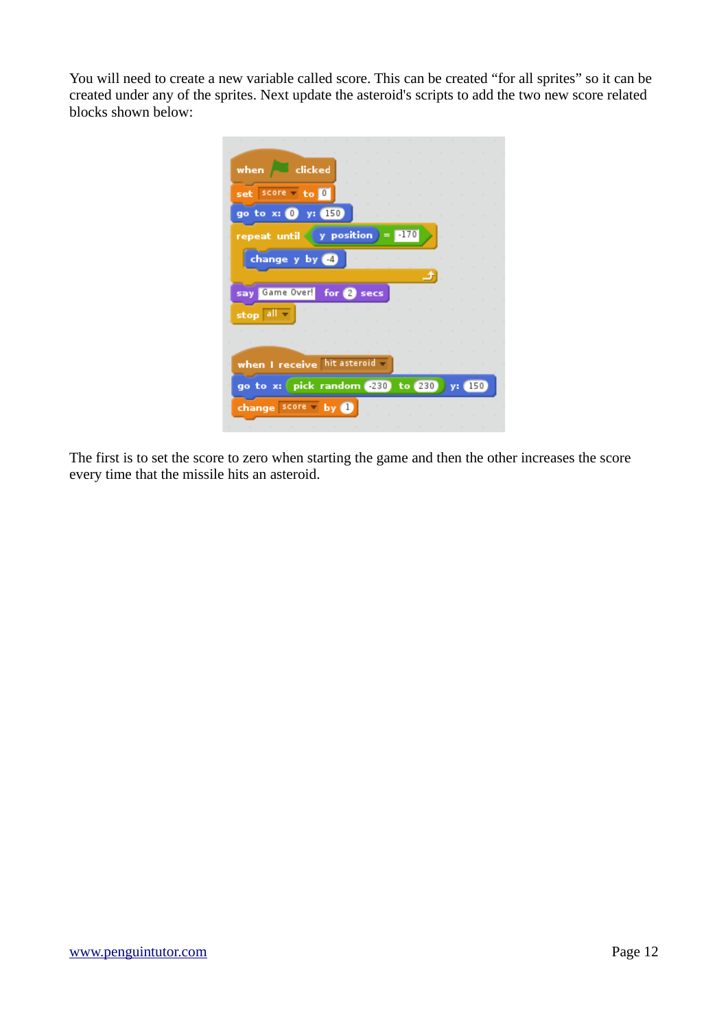You will need to create a new variable called score. This can be created "for all sprites" so it can be created under any of the sprites. Next update the asteroid's scripts to add the two new score related blocks shown below:

```
when green flag clicked
set score to 0
go to x: 0 y: 150
repeat until <(y position) = -170>
    change y by -4
end
say Game Over! for 2 secs
stop all

when I receive hit asteroid
go to x: (pick random -230 to 230) y: 150
change score by 1
```

The first is to set the score to zero when starting the game and then the other increases the score every time that the missile hits an asteroid.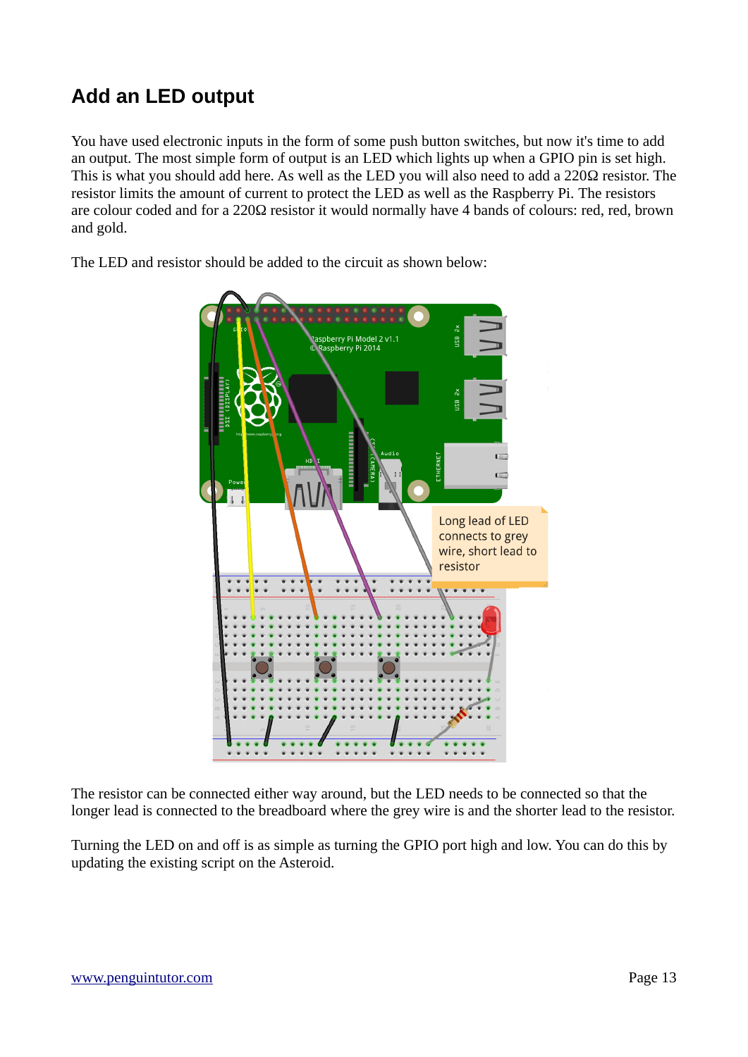## Add an LED output

You have used electronic inputs in the form of some push button switches, but now it's time to add an output. The most simple form of output is an LED which lights up when a GPIO pin is set high. This is what you should add here. As well as the LED you will also need to add a 220Ω resistor. The resistor limits the amount of current to protect the LED as well as the Raspberry Pi. The resistors are colour coded and for a 220Ω resistor it would normally have 4 bands of colours: red, red, brown and gold.

The LED and resistor should be added to the circuit as shown below:

Long lead of LED connects to grey wire, short lead to resistor

The resistor can be connected either way around, but the LED needs to be connected so that the longer lead is connected to the breadboard where the grey wire is and the shorter lead to the resistor.

Turning the LED on and off is as simple as turning the GPIO port high and low. You can do this by updating the existing script on the Asteroid.

www.penguintutor.com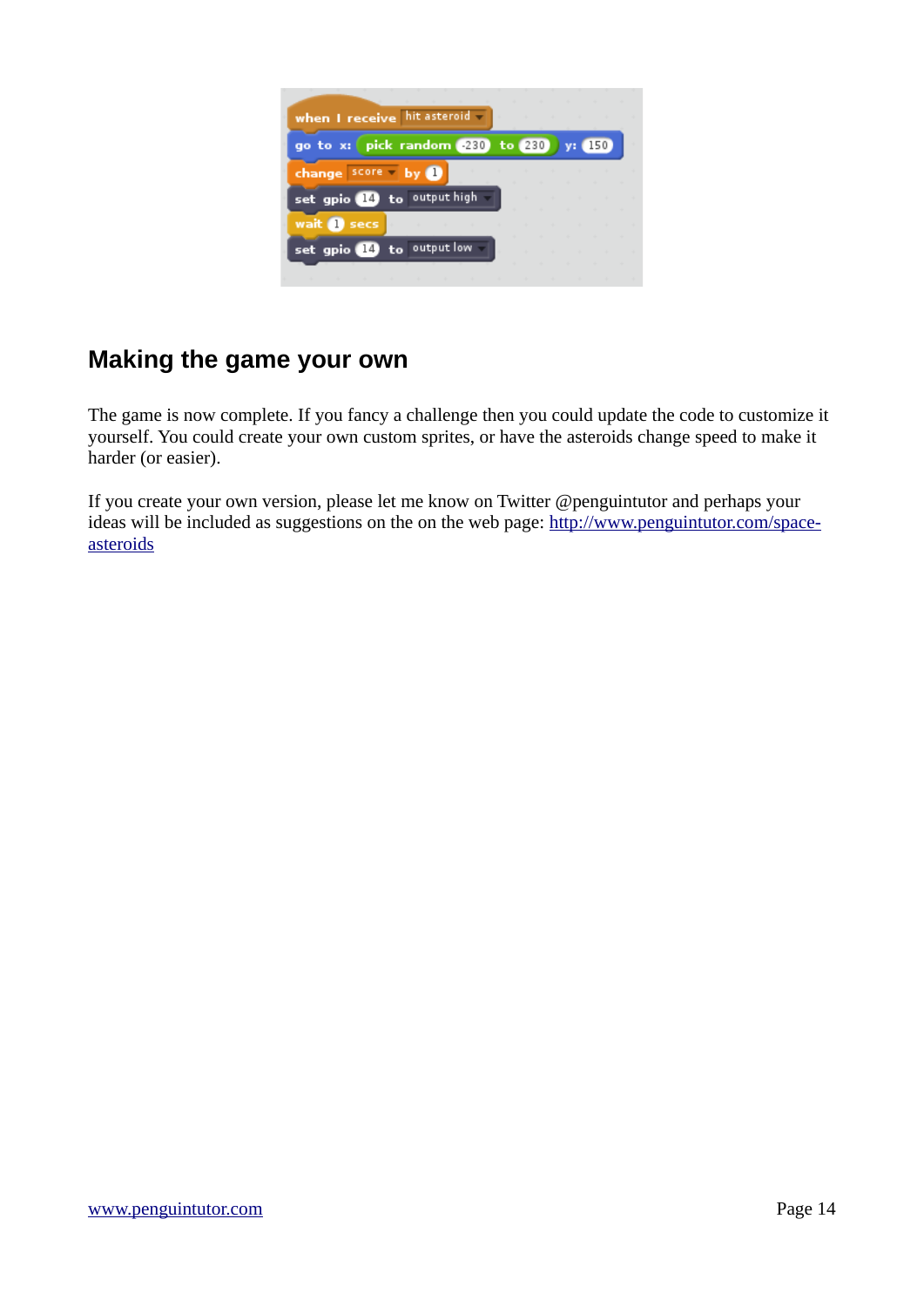## Making the game your own

The game is now complete. If you fancy a challenge then you could update the code to customize it yourself. You could create your own custom sprites, or have the asteroids change speed to make it harder (or easier).

If you create your own version, please let me know on Twitter @penguintutor and perhaps your ideas will be included as suggestions on the on the web page: [http://www.penguintutor.com/space-asteroids](http://www.penguintutor.com/space-asteroids)